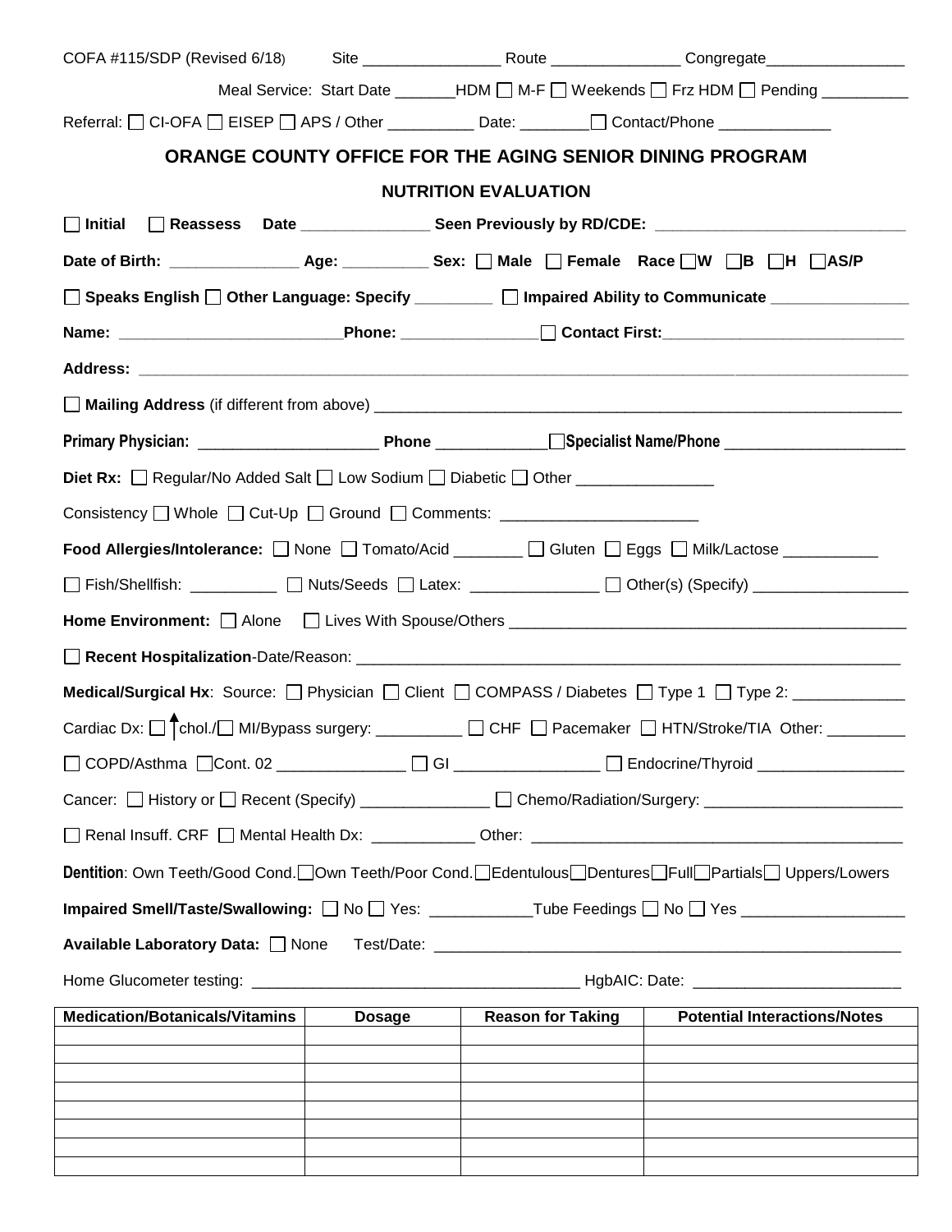COFA #115/SDP (Revised 6/18) Site ________________ Route _______________ Congregate________________

Meal Service: Start Date _______HDM ☐ M-F ☐ Weekends ☐ Frz HDM ☐ Pending __________

Referral: ☐ CI-OFA ☐ EISEP ☐ APS / Other __________ Date: ________☐ Contact/Phone _____________

# ORANGE COUNTY OFFICE FOR THE AGING SENIOR DINING PROGRAM

## NUTRITION EVALUATION

☐ **Initial** ☐ **Reassess Date _______________ Seen Previously by RD/CDE: ____________________________**

**Date of Birth: _______________ Age: __________ Sex:** ☐ **Male** ☐ **Female Race** ☐**W** ☐**B** ☐**H** ☐**AS/P**

☐ **Speaks English** ☐ **Other Language: Specify _________** ☐ **Impaired Ability to Communicate _______________**

**Name: _________________________Phone: _______________**☐ **Contact First:____________________________**

**Address: ______________________________________________________________________________________**

☐ **Mailing Address** (if different from above) ____________________________________________________________

**Primary Physician: _____________________ Phone _____________**☐**Specialist Name/Phone ______________________**

**Diet Rx:** ☐ Regular/No Added Salt ☐ Low Sodium ☐ Diabetic ☐ Other _______________

Consistency ☐ Whole ☐ Cut-Up ☐ Ground ☐ Comments: ______________________

**Food Allergies/Intolerance:** ☐ None ☐ Tomato/Acid ________ ☐ Gluten ☐ Eggs ☐ Milk/Lactose ___________

☐ Fish/Shellfish: __________ ☐ Nuts/Seeds ☐ Latex: ______________ ☐ Other(s) (Specify) __________________

**Home Environment:** ☐ Alone ☐ Lives With Spouse/Others _____________________________________________

☐ **Recent Hospitalization**-Date/Reason: _________________________________________________________________

**Medical/Surgical Hx**: Source: ☐ Physician ☐ Client ☐ COMPASS / Diabetes ☐ Type 1 ☐ Type 2: _____________

Cardiac Dx: ☐ ↑chol./☐ MI/Bypass surgery: __________ ☐ CHF ☐ Pacemaker ☐ HTN/Stroke/TIA Other: _________

☐ COPD/Asthma ☐Cont. 02 _______________ ☐ GI ________________ ☐ Endocrine/Thyroid _________________

Cancer: ☐ History or ☐ Recent (Specify) _______________ ☐ Chemo/Radiation/Surgery: _______________________

☐ Renal Insuff. CRF ☐ Mental Health Dx: ____________ Other: ___________________________________________

**Dentition**: Own Teeth/Good Cond.☐Own Teeth/Poor Cond.☐Edentulous☐Dentures☐Full☐Partials☐ Uppers/Lowers

**Impaired Smell/Taste/Swallowing:** ☐ No ☐ Yes: ___________Tube Feedings ☐ No ☐ Yes ___________________

**Available Laboratory Data:** ☐ None Test/Date: ______________________________________________________

Home Glucometer testing: _____________________________________ HgbAIC: Date: _______________________

| Medication/Botanicals/Vitamins | Dosage | Reason for Taking | Potential Interactions/Notes |
|---|---|---|---|
| | | | |
| | | | |
| | | | |
| | | | |
| | | | |
| | | | |
| | | | |
| | | | |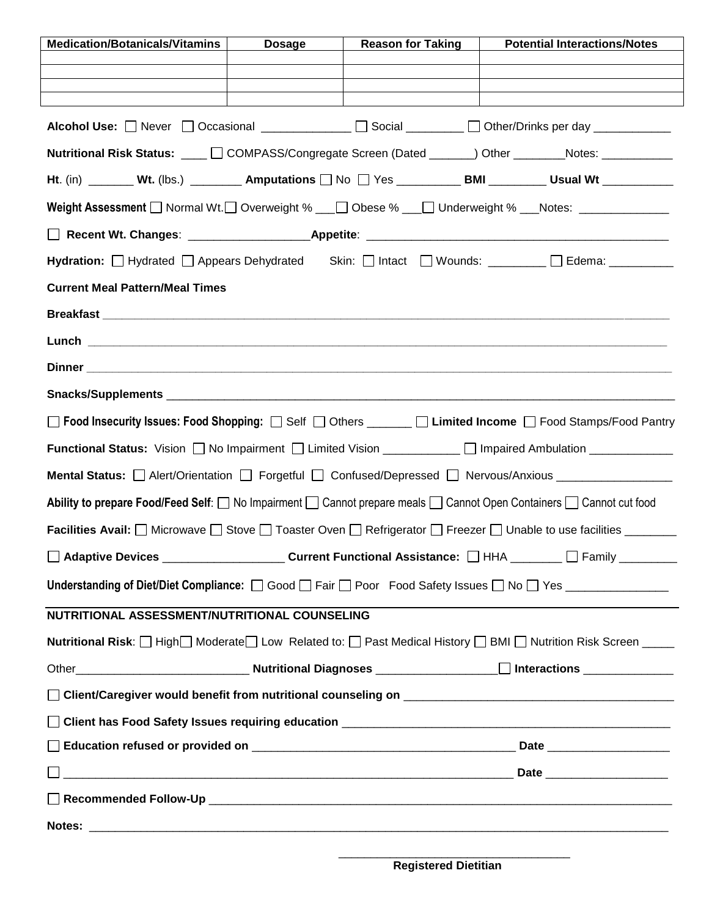| Medication/Botanicals/Vitamins | Dosage | Reason for Taking | Potential Interactions/Notes |
| --- | --- | --- | --- |
| | | | |
| | | | |
| | | | |
| | | | |

**Alcohol Use:** ☐ Never ☐ Occasional _____________ ☐ Social ________ ☐ Other/Drinks per day ___________

**Nutritional Risk Status:** ____ ☐ COMPASS/Congregate Screen (Dated _______) Other ________Notes: ___________

**Ht**. (in) _______ **Wt.** (lbs.) ________ **Amputations** ☐ No ☐ Yes __________ **BMI** _________ **Usual Wt** ___________

**Weight Assessment** ☐ Normal Wt. ☐ Overweight % ___ ☐ Obese % ___ ☐ Underweight % ___Notes: _____________

☐ **Recent Wt. Changes**: __________________**Appetite**: _______________________________________________

**Hydration:** ☐ Hydrated ☐ Appears Dehydrated Skin: ☐ Intact ☐ Wounds: _________ ☐ Edema: __________

**Current Meal Pattern/Meal Times**

**Breakfast** ________________________________________________________________________________________

**Lunch** ___________________________________________________________________________________________

**Dinner** __________________________________________________________________________________________

**Snacks/Supplements** _______________________________________________________________________________

☐ **Food Insecurity Issues: Food Shopping:** ☐ Self ☐ Others _______ ☐ **Limited Income** ☐ Food Stamps/Food Pantry

**Functional Status:** Vision ☐ No Impairment ☐ Limited Vision ___________ ☐ Impaired Ambulation ____________

**Mental Status:** ☐ Alert/Orientation ☐ Forgetful ☐ Confused/Depressed ☐ Nervous/Anxious _________________

**Ability to prepare Food/Feed Self**: ☐ No Impairment ☐ Cannot prepare meals ☐ Cannot Open Containers ☐ Cannot cut food

**Facilities Avail:** ☐ Microwave ☐ Stove ☐ Toaster Oven ☐ Refrigerator ☐ Freezer ☐ Unable to use facilities ________

☐ **Adaptive Devices** __________________ **Current Functional Assistance:** ☐ HHA ________ ☐ Family _________

**Understanding of Diet/Diet Compliance:** ☐ Good ☐ Fair ☐ Poor Food Safety Issues ☐ No ☐ Yes _______________

**NUTRITIONAL ASSESSMENT/NUTRITIONAL COUNSELING**

**Nutritional Risk**: ☐ High ☐ Moderate ☐ Low Related to: ☐ Past Medical History ☐ BMI ☐ Nutrition Risk Screen _____

Other__________________________ **Nutritional Diagnoses** __________________ ☐ **Interactions** _____________

☐ **Client/Caregiver would benefit from nutritional counseling on** ________________________________________

☐ **Client has Food Safety Issues requiring education** _______________________________________________

☐ **Education refused or provided on** ________________________________________ **Date** __________________

☐ _______________________________________________________________________ **Date** __________________

☐ **Recommended Follow-Up** ___________________________________________________________________________

**Notes:** __________________________________________________________________________________________

___________________________________

**Registered Dietitian**